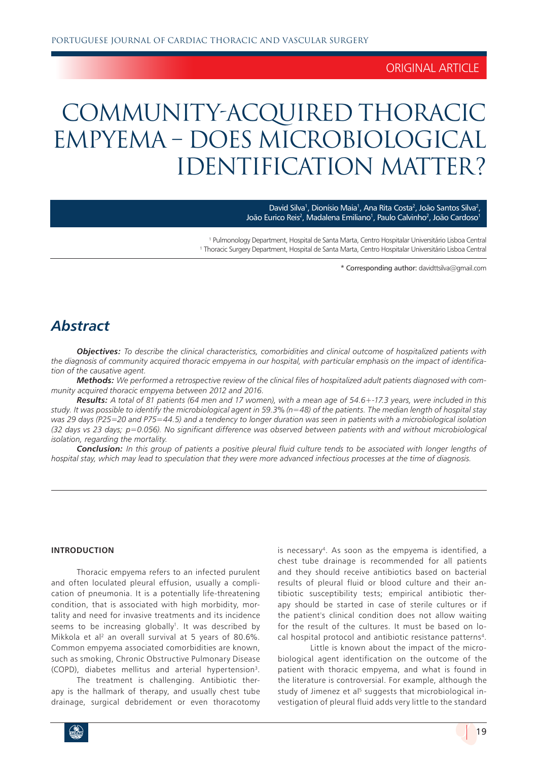ORIGINAL ARTICLE

# COMMUNITY-ACQUIRED THORACIC EMPYEMA – DOES MICROBIOLOGICAL IDENTIFICATION MATTER?

David Silva[1], Dionísio Maia[1], Ana Rita Costa[2], João Santos Silva[2], João Eurico Reis[2], Madalena Emiliano[1], Paulo Calvinho[2], João Cardoso[1]

[1] Pulmonology Department, Hospital de Santa Marta, Centro Hospitalar Universitário Lisboa Central
[1] Thoracic Surgery Department, Hospital de Santa Marta, Centro Hospitalar Universitário Lisboa Central

\* Corresponding author: davidttsilva@gmail.com

## Abstract

***Objectives:*** *To describe the clinical characteristics, comorbidities and clinical outcome of hospitalized patients with the diagnosis of community acquired thoracic empyema in our hospital, with particular emphasis on the impact of identification of the causative agent.*

***Methods:*** *We performed a retrospective review of the clinical files of hospitalized adult patients diagnosed with community acquired thoracic empyema between 2012 and 2016.*

***Results:*** *A total of 81 patients (64 men and 17 women), with a mean age of 54.6+-17.3 years, were included in this study. It was possible to identify the microbiological agent in 59.3% (n=48) of the patients. The median length of hospital stay was 29 days (P25=20 and P75=44.5) and a tendency to longer duration was seen in patients with a microbiological isolation (32 days vs 23 days; p=0.056). No significant difference was observed between patients with and without microbiological isolation, regarding the mortality.*

***Conclusion:*** *In this group of patients a positive pleural fluid culture tends to be associated with longer lengths of hospital stay, which may lead to speculation that they were more advanced infectious processes at the time of diagnosis.*

### INTRODUCTION

Thoracic empyema refers to an infected purulent and often loculated pleural effusion, usually a complication of pneumonia. It is a potentially life-threatening condition, that is associated with high morbidity, mortality and need for invasive treatments and its incidence seems to be increasing globally[1]. It was described by Mikkola et al[2] an overall survival at 5 years of 80.6%. Common empyema associated comorbidities are known, such as smoking, Chronic Obstructive Pulmonary Disease (COPD), diabetes mellitus and arterial hypertension[3].

The treatment is challenging. Antibiotic therapy is the hallmark of therapy, and usually chest tube drainage, surgical debridement or even thoracotomy is necessary[4]. As soon as the empyema is identified, a chest tube drainage is recommended for all patients and they should receive antibiotics based on bacterial results of pleural fluid or blood culture and their antibiotic susceptibility tests; empirical antibiotic therapy should be started in case of sterile cultures or if the patient's clinical condition does not allow waiting for the result of the cultures. It must be based on local hospital protocol and antibiotic resistance patterns[4].

Little is known about the impact of the microbiological agent identification on the outcome of the patient with thoracic empyema, and what is found in the literature is controversial. For example, although the study of Jimenez et al[5] suggests that microbiological investigation of pleural fluid adds very little to the standard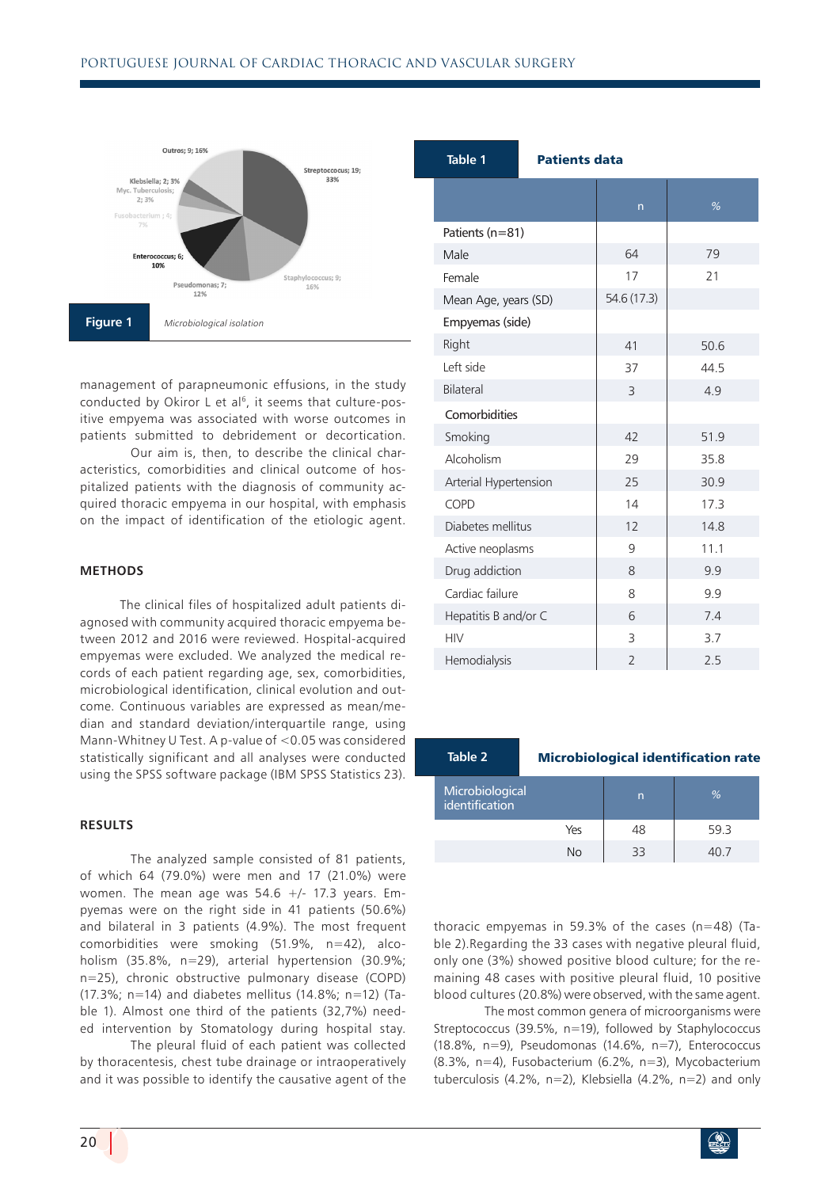Figure 1 *Microbiological isolation*

management of parapneumonic effusions, in the study conducted by Okiror L et al[6], it seems that culture-positive empyema was associated with worse outcomes in patients submitted to debridement or decortication.

Our aim is, then, to describe the clinical characteristics, comorbidities and clinical outcome of hospitalized patients with the diagnosis of community acquired thoracic empyema in our hospital, with emphasis on the impact of identification of the etiologic agent.

## METHODS

The clinical files of hospitalized adult patients diagnosed with community acquired thoracic empyema between 2012 and 2016 were reviewed. Hospital-acquired empyemas were excluded. We analyzed the medical records of each patient regarding age, sex, comorbidities, microbiological identification, clinical evolution and outcome. Continuous variables are expressed as mean/median and standard deviation/interquartile range, using Mann-Whitney U Test. A p-value of <0.05 was considered statistically significant and all analyses were conducted using the SPSS software package (IBM SPSS Statistics 23).

## RESULTS

The analyzed sample consisted of 81 patients, of which 64 (79.0%) were men and 17 (21.0%) were women. The mean age was 54.6 +/- 17.3 years. Empyemas were on the right side in 41 patients (50.6%) and bilateral in 3 patients (4.9%). The most frequent comorbidities were smoking (51.9%, n=42), alcoholism (35.8%, n=29), arterial hypertension (30.9%; n=25), chronic obstructive pulmonary disease (COPD) (17.3%; n=14) and diabetes mellitus (14.8%; n=12) (Table 1). Almost one third of the patients (32,7%) needed intervention by Stomatology during hospital stay.

The pleural fluid of each patient was collected by thoracentesis, chest tube drainage or intraoperatively and it was possible to identify the causative agent of the thoracic empyemas in 59.3% of the cases (n=48) (Table 2).Regarding the 33 cases with negative pleural fluid, only one (3%) showed positive blood culture; for the remaining 48 cases with positive pleural fluid, 10 positive blood cultures (20.8%) were observed, with the same agent.

The most common genera of microorganisms were Streptococcus (39.5%, n=19), followed by Staphylococcus (18.8%, n=9), Pseudomonas (14.6%, n=7), Enterococcus (8.3%, n=4), Fusobacterium (6.2%, n=3), Mycobacterium tuberculosis (4.2%, n=2), Klebsiella (4.2%, n=2) and only

**Table 1** **Patients data**

| | n | % |
|---|---|---|
| Patients (n=81) | | |
| Male | 64 | 79 |
| Female | 17 | 21 |
| Mean Age, years (SD) | 54.6 (17.3) | |
| Empyemas (side) | | |
| Right | 41 | 50.6 |
| Left side | 37 | 44.5 |
| Bilateral | 3 | 4.9 |
| Comorbidities | | |
| Smoking | 42 | 51.9 |
| Alcoholism | 29 | 35.8 |
| Arterial Hypertension | 25 | 30.9 |
| COPD | 14 | 17.3 |
| Diabetes mellitus | 12 | 14.8 |
| Active neoplasms | 9 | 11.1 |
| Drug addiction | 8 | 9.9 |
| Cardiac failure | 8 | 9.9 |
| Hepatitis B and/or C | 6 | 7.4 |
| HIV | 3 | 3.7 |
| Hemodialysis | 2 | 2.5 |

**Table 2** **Microbiological identification rate**

| Microbiological identification | n | % |
|---|---|---|
| Yes | 48 | 59.3 |
| No | 33 | 40.7 |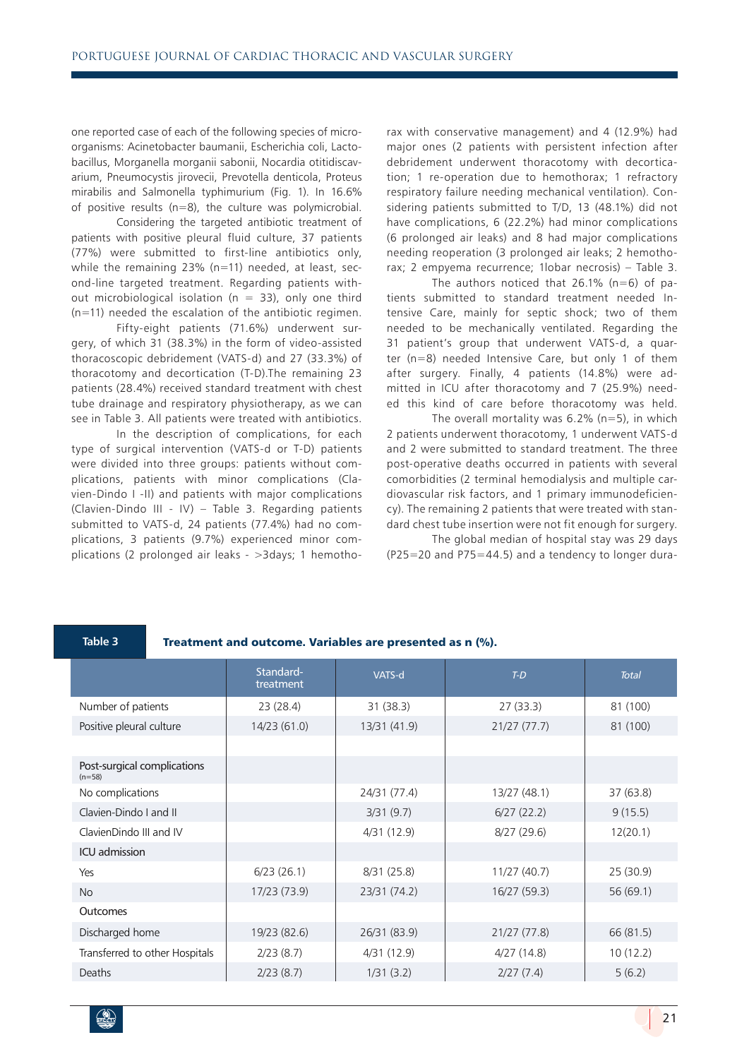one reported case of each of the following species of microorganisms: Acinetobacter baumanii, Escherichia coli, Lactobacillus, Morganella morganii sabonii, Nocardia otitidiscavarium, Pneumocystis jirovecii, Prevotella denticola, Proteus mirabilis and Salmonella typhimurium (Fig. 1). In 16.6% of positive results (n=8), the culture was polymicrobial.

Considering the targeted antibiotic treatment of patients with positive pleural fluid culture, 37 patients (77%) were submitted to first-line antibiotics only, while the remaining 23% (n=11) needed, at least, second-line targeted treatment. Regarding patients without microbiological isolation (n = 33), only one third (n=11) needed the escalation of the antibiotic regimen.

Fifty-eight patients (71.6%) underwent surgery, of which 31 (38.3%) in the form of video-assisted thoracoscopic debridement (VATS-d) and 27 (33.3%) of thoracotomy and decortication (T-D).The remaining 23 patients (28.4%) received standard treatment with chest tube drainage and respiratory physiotherapy, as we can see in Table 3. All patients were treated with antibiotics.

In the description of complications, for each type of surgical intervention (VATS-d or T-D) patients were divided into three groups: patients without complications, patients with minor complications (Clavien-Dindo I -II) and patients with major complications (Clavien-Dindo III - IV) – Table 3. Regarding patients submitted to VATS-d, 24 patients (77.4%) had no complications, 3 patients (9.7%) experienced minor complications (2 prolonged air leaks - >3days; 1 hemothorax with conservative management) and 4 (12.9%) had major ones (2 patients with persistent infection after debridement underwent thoracotomy with decortication; 1 re-operation due to hemothorax; 1 refractory respiratory failure needing mechanical ventilation). Considering patients submitted to T/D, 13 (48.1%) did not have complications, 6 (22.2%) had minor complications (6 prolonged air leaks) and 8 had major complications needing reoperation (3 prolonged air leaks; 2 hemothorax; 2 empyema recurrence; 1lobar necrosis) – Table 3.

The authors noticed that 26.1% (n=6) of patients submitted to standard treatment needed Intensive Care, mainly for septic shock; two of them needed to be mechanically ventilated. Regarding the 31 patient's group that underwent VATS-d, a quarter (n=8) needed Intensive Care, but only 1 of them after surgery. Finally, 4 patients (14.8%) were admitted in ICU after thoracotomy and 7 (25.9%) needed this kind of care before thoracotomy was held.

The overall mortality was 6.2% (n=5), in which 2 patients underwent thoracotomy, 1 underwent VATS-d and 2 were submitted to standard treatment. The three post-operative deaths occurred in patients with several comorbidities (2 terminal hemodialysis and multiple cardiovascular risk factors, and 1 primary immunodeficiency). The remaining 2 patients that were treated with standard chest tube insertion were not fit enough for surgery.

The global median of hospital stay was 29 days (P25=20 and P75=44.5) and a tendency to longer dura-

**Table 3** **Treatment and outcome. Variables are presented as n (%).**

| | Standard-treatment | VATS-d | *T-D* | *Total* |
|---|---|---|---|---|
| Number of patients | 23 (28.4) | 31 (38.3) | 27 (33.3) | 81 (100) |
| Positive pleural culture | 14/23 (61.0) | 13/31 (41.9) | 21/27 (77.7) | 81 (100) |
| | | | | |
| Post-surgical complications (n=58) | | | | |
| No complications | | 24/31 (77.4) | 13/27 (48.1) | 37 (63.8) |
| Clavien-Dindo I and II | | 3/31 (9.7) | 6/27 (22.2) | 9 (15.5) |
| ClavienDindo III and IV | | 4/31 (12.9) | 8/27 (29.6) | 12(20.1) |
| ICU admission | | | | |
| Yes | 6/23 (26.1) | 8/31 (25.8) | 11/27 (40.7) | 25 (30.9) |
| No | 17/23 (73.9) | 23/31 (74.2) | 16/27 (59.3) | 56 (69.1) |
| Outcomes | | | | |
| Discharged home | 19/23 (82.6) | 26/31 (83.9) | 21/27 (77.8) | 66 (81.5) |
| Transferred to other Hospitals | 2/23 (8.7) | 4/31 (12.9) | 4/27 (14.8) | 10 (12.2) |
| Deaths | 2/23 (8.7) | 1/31 (3.2) | 2/27 (7.4) | 5 (6.2) |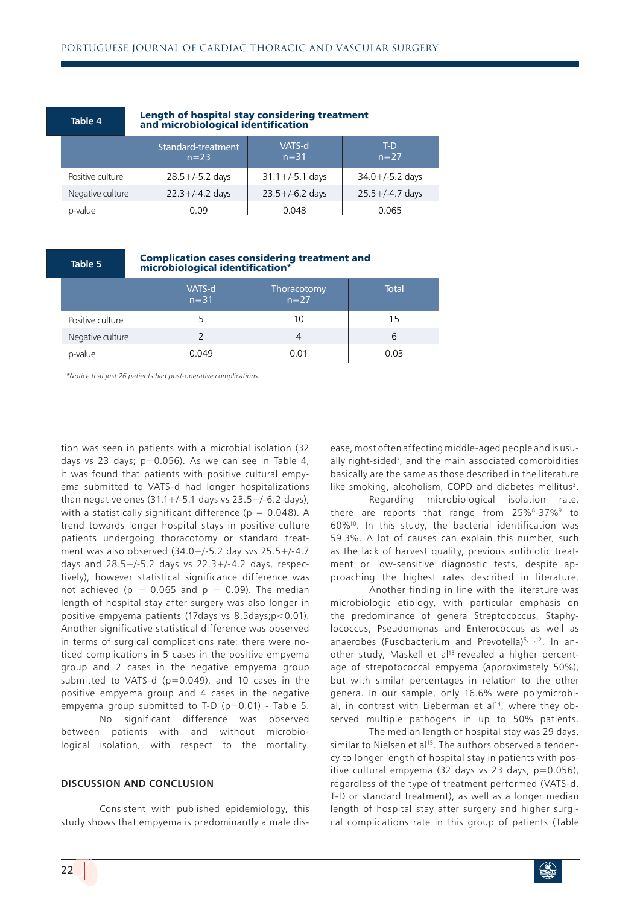**Table 4** Length of hospital stay considering treatment and microbiological identification

| | Standard-treatment n=23 | VATS-d n=31 | T-D n=27 |
|---|---|---|---|
| Positive culture | 28.5+/-5.2 days | 31.1+/-5.1 days | 34.0+/-5.2 days |
| Negative culture | 22.3+/-4.2 days | 23.5+/-6.2 days | 25.5+/-4.7 days |
| p-value | 0.09 | 0.048 | 0.065 |

**Table 5** Complication cases considering treatment and microbiological identification*

| | VATS-d n=31 | Thoracotomy n=27 | Total |
|---|---|---|---|
| Positive culture | 5 | 10 | 15 |
| Negative culture | 2 | 4 | 6 |
| p-value | 0.049 | 0.01 | 0.03 |

*Notice that just 26 patients had post-operative complications*

tion was seen in patients with a microbial isolation (32 days vs 23 days; p=0.056). As we can see in Table 4, it was found that patients with positive cultural empyema submitted to VATS-d had longer hospitalizations than negative ones (31.1+/-5.1 days vs 23.5+/-6.2 days), with a statistically significant difference (p = 0.048). A trend towards longer hospital stays in positive culture patients undergoing thoracotomy or standard treatment was also observed (34.0+/-5.2 day svs 25.5+/-4.7 days and 28.5+/-5.2 days vs 22.3+/-4.2 days, respectively), however statistical significance difference was not achieved (p = 0.065 and p = 0.09). The median length of hospital stay after surgery was also longer in positive empyema patients (17days vs 8.5days;p<0.01). Another significative statistical difference was observed in terms of surgical complications rate: there were noticed complications in 5 cases in the positive empyema group and 2 cases in the negative empyema group submitted to VATS-d (p=0.049), and 10 cases in the positive empyema group and 4 cases in the negative empyema group submitted to T-D (p=0.01) - Table 5.

No significant difference was observed between patients with and without microbiological isolation, with respect to the mortality.

## DISCUSSION AND CONCLUSION

Consistent with published epidemiology, this study shows that empyema is predominantly a male disease, most often affecting middle-aged people and is usually right-sided[7], and the main associated comorbidities basically are the same as those described in the literature like smoking, alcoholism, COPD and diabetes mellitus[3].

Regarding microbiological isolation rate, there are reports that range from 25%[8]-37%[9] to 60%[10]. In this study, the bacterial identification was 59.3%. A lot of causes can explain this number, such as the lack of harvest quality, previous antibiotic treatment or low-sensitive diagnostic tests, despite approaching the highest rates described in literature.

Another finding in line with the literature was microbiologic etiology, with particular emphasis on the predominance of genera Streptococcus, Staphylococcus, Pseudomonas and Enterococcus as well as anaerobes (Fusobacterium and Prevotella)[5,11,12]. In another study, Maskell et al[13] revealed a higher percentage of strepotococcal empyema (approximately 50%), but with similar percentages in relation to the other genera. In our sample, only 16.6% were polymicrobial, in contrast with Lieberman et al[14], where they observed multiple pathogens in up to 50% patients.

The median length of hospital stay was 29 days, similar to Nielsen et al[15]. The authors observed a tendency to longer length of hospital stay in patients with positive cultural empyema (32 days vs 23 days, p=0.056), regardless of the type of treatment performed (VATS-d, T-D or standard treatment), as well as a longer median length of hospital stay after surgery and higher surgical complications rate in this group of patients (Table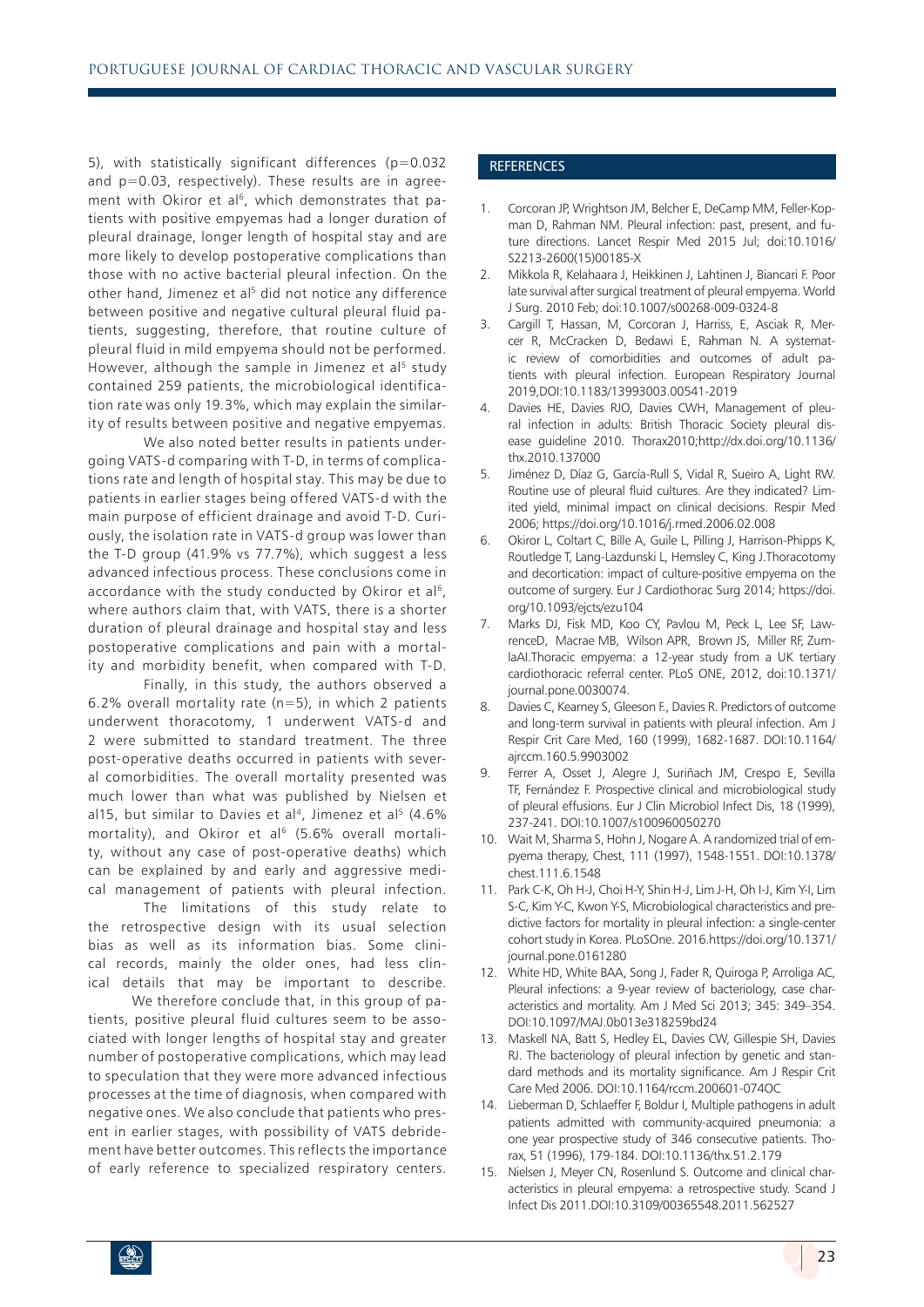5), with statistically significant differences ($p=0.032$ and $p=0.03$, respectively). These results are in agreement with Okiror et al[6], which demonstrates that patients with positive empyemas had a longer duration of pleural drainage, longer length of hospital stay and are more likely to develop postoperative complications than those with no active bacterial pleural infection. On the other hand, Jimenez et al[5] did not notice any difference between positive and negative cultural pleural fluid patients, suggesting, therefore, that routine culture of pleural fluid in mild empyema should not be performed. However, although the sample in Jimenez et al[5] study contained 259 patients, the microbiological identification rate was only 19.3%, which may explain the similarity of results between positive and negative empyemas.

We also noted better results in patients undergoing VATS-d comparing with T-D, in terms of complications rate and length of hospital stay. This may be due to patients in earlier stages being offered VATS-d with the main purpose of efficient drainage and avoid T-D. Curiously, the isolation rate in VATS-d group was lower than the T-D group (41.9% vs 77.7%), which suggest a less advanced infectious process. These conclusions come in accordance with the study conducted by Okiror et al[6], where authors claim that, with VATS, there is a shorter duration of pleural drainage and hospital stay and less postoperative complications and pain with a mortality and morbidity benefit, when compared with T-D.

Finally, in this study, the authors observed a 6.2% overall mortality rate (n=5), in which 2 patients underwent thoracotomy, 1 underwent VATS-d and 2 were submitted to standard treatment. The three post-operative deaths occurred in patients with several comorbidities. The overall mortality presented was much lower than what was published by Nielsen et al15, but similar to Davies et al[4], Jimenez et al[5] (4.6% mortality), and Okiror et al[6] (5.6% overall mortality, without any case of post-operative deaths) which can be explained by and early and aggressive medical management of patients with pleural infection.

The limitations of this study relate to the retrospective design with its usual selection bias as well as its information bias. Some clinical records, mainly the older ones, had less clinical details that may be important to describe.

We therefore conclude that, in this group of patients, positive pleural fluid cultures seem to be associated with longer lengths of hospital stay and greater number of postoperative complications, which may lead to speculation that they were more advanced infectious processes at the time of diagnosis, when compared with negative ones. We also conclude that patients who present in earlier stages, with possibility of VATS debridement have better outcomes. This reflects the importance of early reference to specialized respiratory centers.

## REFERENCES

1. Corcoran JP, Wrightson JM, Belcher E, DeCamp MM, Feller-Kopman D, Rahman NM. Pleural infection: past, present, and future directions. Lancet Respir Med 2015 Jul; doi:10.1016/S2213-2600(15)00185-X
2. Mikkola R, Kelahaara J, Heikkinen J, Lahtinen J, Biancari F. Poor late survival after surgical treatment of pleural empyema. World J Surg. 2010 Feb; doi:10.1007/s00268-009-0324-8
3. Cargill T, Hassan, M, Corcoran J, Harriss, E, Asciak R, Mercer R, McCracken D, Bedawi E, Rahman N. A systematic review of comorbidities and outcomes of adult patients with pleural infection. European Respiratory Journal 2019,DOI:10.1183/13993003.00541-2019
4. Davies HE, Davies RJO, Davies CWH, Management of pleural infection in adults: British Thoracic Society pleural disease guideline 2010. Thorax2010;http://dx.doi.org/10.1136/thx.2010.137000
5. Jiménez D, Díaz G, García-Rull S, Vidal R, Sueiro A, Light RW. Routine use of pleural fluid cultures. Are they indicated? Limited yield, minimal impact on clinical decisions. Respir Med 2006; https://doi.org/10.1016/j.rmed.2006.02.008
6. Okiror L, Coltart C, Bille A, Guile L, Pilling J, Harrison-Phipps K, Routledge T, Lang-Lazdunski L, Hemsley C, King J.Thoracotomy and decortication: impact of culture-positive empyema on the outcome of surgery. Eur J Cardiothorac Surg 2014; https://doi.org/10.1093/ejcts/ezu104
7. Marks DJ, Fisk MD, Koo CY, Pavlou M, Peck L, Lee SF, LawrenceD, Macrae MB, Wilson APR, Brown JS, Miller RF, ZumlaAI.Thoracic empyema: a 12-year study from a UK tertiary cardiothoracic referral center. PLoS ONE, 2012, doi:10.1371/journal.pone.0030074.
8. Davies C, Kearney S, Gleeson F., Davies R. Predictors of outcome and long-term survival in patients with pleural infection. Am J Respir Crit Care Med, 160 (1999), 1682-1687. DOI:10.1164/ajrccm.160.5.9903002
9. Ferrer A, Osset J, Alegre J, Suriñach JM, Crespo E, Sevilla TF, Fernández F. Prospective clinical and microbiological study of pleural effusions. Eur J Clin Microbiol Infect Dis, 18 (1999), 237-241. DOI:10.1007/s100960050270
10. Wait M, Sharma S, Hohn J, Nogare A. A randomized trial of empyema therapy, Chest, 111 (1997), 1548-1551. DOI:10.1378/chest.111.6.1548
11. Park C-K, Oh H-J, Choi H-Y, Shin H-J, Lim J-H, Oh I-J, Kim Y-I, Lim S-C, Kim Y-C, Kwon Y-S, Microbiological characteristics and predictive factors for mortality in pleural infection: a single-center cohort study in Korea. PLoSOne. 2016.https://doi.org/10.1371/journal.pone.0161280
12. White HD, White BAA, Song J, Fader R, Quiroga P, Arroliga AC, Pleural infections: a 9-year review of bacteriology, case characteristics and mortality. Am J Med Sci 2013; 345: 349–354. DOI:10.1097/MAJ.0b013e318259bd24
13. Maskell NA, Batt S, Hedley EL, Davies CW, Gillespie SH, Davies RJ. The bacteriology of pleural infection by genetic and standard methods and its mortality significance. Am J Respir Crit Care Med 2006. DOI:10.1164/rccm.200601-074OC
14. Lieberman D, Schlaeffer F, Boldur I, Multiple pathogens in adult patients admitted with community-acquired pneumonia: a one year prospective study of 346 consecutive patients. Thorax, 51 (1996), 179-184. DOI:10.1136/thx.51.2.179
15. Nielsen J, Meyer CN, Rosenlund S. Outcome and clinical characteristics in pleural empyema: a retrospective study. Scand J Infect Dis 2011.DOI:10.3109/00365548.2011.562527